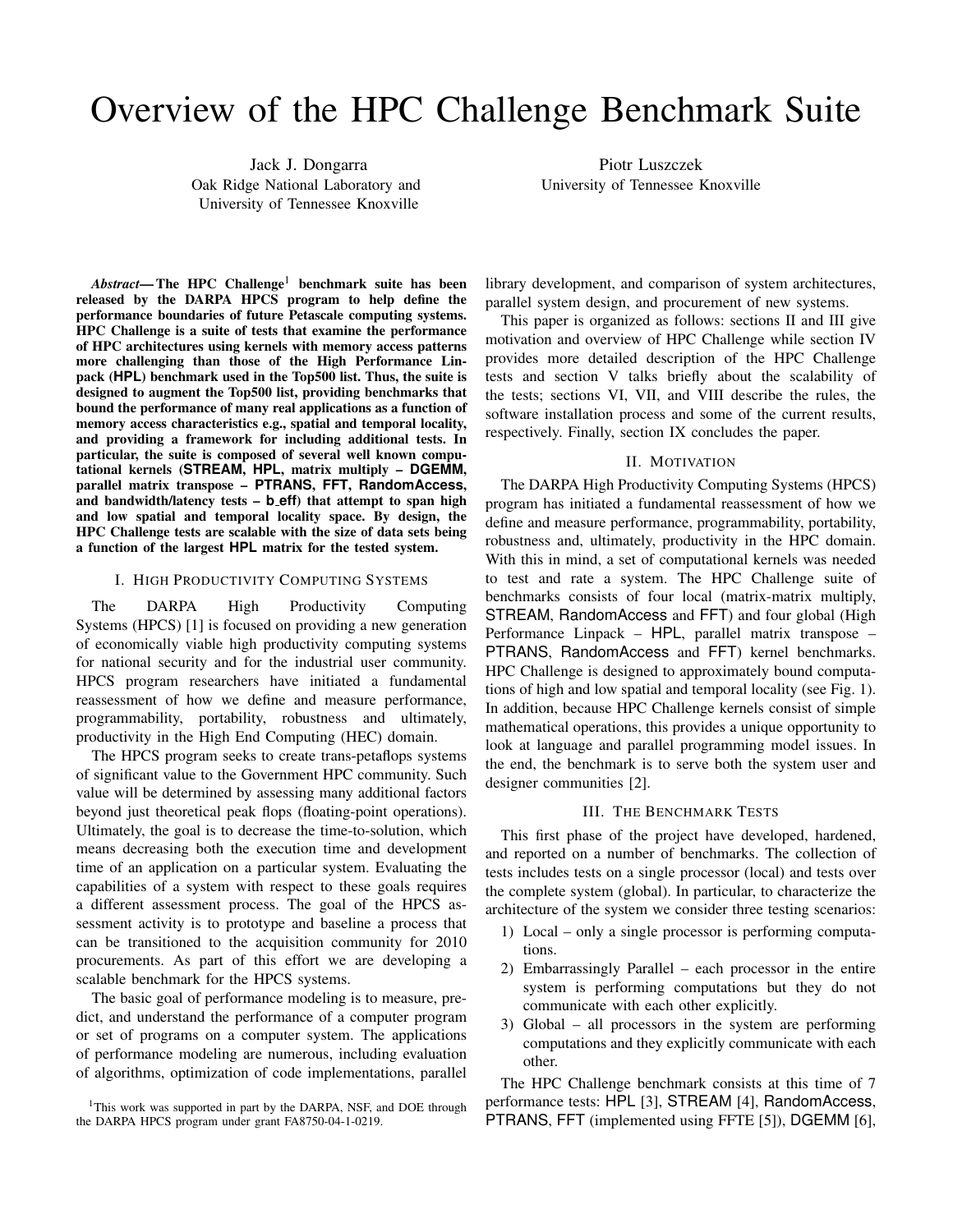# Overview of the HPC Challenge Benchmark Suite

Jack J. Dongarra
Oak Ridge National Laboratory and
University of Tennessee Knoxville

Piotr Luszczek
University of Tennessee Knoxville

***Abstract*— The HPC Challenge[1] benchmark suite has been released by the DARPA HPCS program to help define the performance boundaries of future Petascale computing systems. HPC Challenge is a suite of tests that examine the performance of HPC architectures using kernels with memory access patterns more challenging than those of the High Performance Linpack (HPL) benchmark used in the Top500 list. Thus, the suite is designed to augment the Top500 list, providing benchmarks that bound the performance of many real applications as a function of memory access characteristics e.g., spatial and temporal locality, and providing a framework for including additional tests. In particular, the suite is composed of several well known computational kernels (STREAM, HPL, matrix multiply – DGEMM, parallel matrix transpose – PTRANS, FFT, RandomAccess, and bandwidth/latency tests – b_eff) that attempt to span high and low spatial and temporal locality space. By design, the HPC Challenge tests are scalable with the size of data sets being a function of the largest HPL matrix for the tested system.**

## I. High Productivity Computing Systems

The DARPA High Productivity Computing Systems (HPCS) [1] is focused on providing a new generation of economically viable high productivity computing systems for national security and for the industrial user community. HPCS program researchers have initiated a fundamental reassessment of how we define and measure performance, programmability, portability, robustness and ultimately, productivity in the High End Computing (HEC) domain.

The HPCS program seeks to create trans-petaflops systems of significant value to the Government HPC community. Such value will be determined by assessing many additional factors beyond just theoretical peak flops (floating-point operations). Ultimately, the goal is to decrease the time-to-solution, which means decreasing both the execution time and development time of an application on a particular system. Evaluating the capabilities of a system with respect to these goals requires a different assessment process. The goal of the HPCS assessment activity is to prototype and baseline a process that can be transitioned to the acquisition community for 2010 procurements. As part of this effort we are developing a scalable benchmark for the HPCS systems.

The basic goal of performance modeling is to measure, predict, and understand the performance of a computer program or set of programs on a computer system. The applications of performance modeling are numerous, including evaluation of algorithms, optimization of code implementations, parallel library development, and comparison of system architectures, parallel system design, and procurement of new systems.

This paper is organized as follows: sections II and III give motivation and overview of HPC Challenge while section IV provides more detailed description of the HPC Challenge tests and section V talks briefly about the scalability of the tests; sections VI, VII, and VIII describe the rules, the software installation process and some of the current results, respectively. Finally, section IX concludes the paper.

## II. Motivation

The DARPA High Productivity Computing Systems (HPCS) program has initiated a fundamental reassessment of how we define and measure performance, programmability, portability, robustness and, ultimately, productivity in the HPC domain. With this in mind, a set of computational kernels was needed to test and rate a system. The HPC Challenge suite of benchmarks consists of four local (matrix-matrix multiply, STREAM, RandomAccess and FFT) and four global (High Performance Linpack – HPL, parallel matrix transpose – PTRANS, RandomAccess and FFT) kernel benchmarks. HPC Challenge is designed to approximately bound computations of high and low spatial and temporal locality (see Fig. 1). In addition, because HPC Challenge kernels consist of simple mathematical operations, this provides a unique opportunity to look at language and parallel programming model issues. In the end, the benchmark is to serve both the system user and designer communities [2].

## III. The Benchmark Tests

This first phase of the project have developed, hardened, and reported on a number of benchmarks. The collection of tests includes tests on a single processor (local) and tests over the complete system (global). In particular, to characterize the architecture of the system we consider three testing scenarios:

1) Local – only a single processor is performing computations.
2) Embarrassingly Parallel – each processor in the entire system is performing computations but they do not communicate with each other explicitly.
3) Global – all processors in the system are performing computations and they explicitly communicate with each other.

The HPC Challenge benchmark consists at this time of 7 performance tests: HPL [3], STREAM [4], RandomAccess, PTRANS, FFT (implemented using FFTE [5]), DGEMM [6],

[1]This work was supported in part by the DARPA, NSF, and DOE through the DARPA HPCS program under grant FA8750-04-1-0219.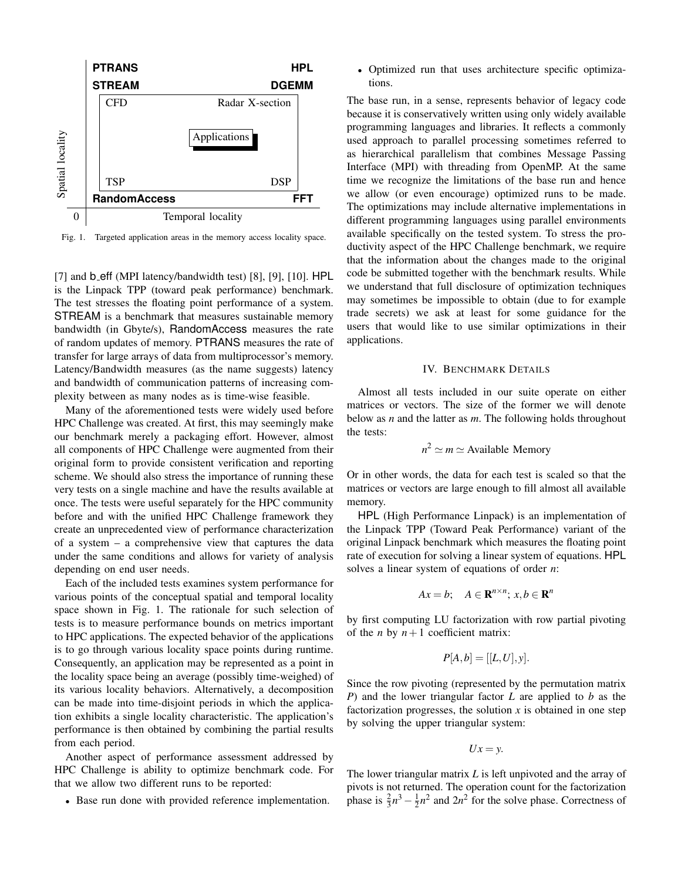Fig. 1. Targeted application areas in the memory access locality space.

[7] and b_eff (MPI latency/bandwidth test) [8], [9], [10]. HPL is the Linpack TPP (toward peak performance) benchmark. The test stresses the floating point performance of a system. STREAM is a benchmark that measures sustainable memory bandwidth (in Gbyte/s), RandomAccess measures the rate of random updates of memory. PTRANS measures the rate of transfer for large arrays of data from multiprocessor's memory. Latency/Bandwidth measures (as the name suggests) latency and bandwidth of communication patterns of increasing complexity between as many nodes as is time-wise feasible.

Many of the aforementioned tests were widely used before HPC Challenge was created. At first, this may seemingly make our benchmark merely a packaging effort. However, almost all components of HPC Challenge were augmented from their original form to provide consistent verification and reporting scheme. We should also stress the importance of running these very tests on a single machine and have the results available at once. The tests were useful separately for the HPC community before and with the unified HPC Challenge framework they create an unprecedented view of performance characterization of a system – a comprehensive view that captures the data under the same conditions and allows for variety of analysis depending on end user needs.

Each of the included tests examines system performance for various points of the conceptual spatial and temporal locality space shown in Fig. 1. The rationale for such selection of tests is to measure performance bounds on metrics important to HPC applications. The expected behavior of the applications is to go through various locality space points during runtime. Consequently, an application may be represented as a point in the locality space being an average (possibly time-weighed) of its various locality behaviors. Alternatively, a decomposition can be made into time-disjoint periods in which the application exhibits a single locality characteristic. The application's performance is then obtained by combining the partial results from each period.

Another aspect of performance assessment addressed by HPC Challenge is ability to optimize benchmark code. For that we allow two different runs to be reported:

- Base run done with provided reference implementation.
- Optimized run that uses architecture specific optimizations.

The base run, in a sense, represents behavior of legacy code because it is conservatively written using only widely available programming languages and libraries. It reflects a commonly used approach to parallel processing sometimes referred to as hierarchical parallelism that combines Message Passing Interface (MPI) with threading from OpenMP. At the same time we recognize the limitations of the base run and hence we allow (or even encourage) optimized runs to be made. The optimizations may include alternative implementations in different programming languages using parallel environments available specifically on the tested system. To stress the productivity aspect of the HPC Challenge benchmark, we require that the information about the changes made to the original code be submitted together with the benchmark results. While we understand that full disclosure of optimization techniques may sometimes be impossible to obtain (due to for example trade secrets) we ask at least for some guidance for the users that would like to use similar optimizations in their applications.

## IV. Benchmark Details

Almost all tests included in our suite operate on either matrices or vectors. The size of the former we will denote below as $n$ and the latter as $m$. The following holds throughout the tests:

$$n^2 \simeq m \simeq \text{Available Memory}$$

Or in other words, the data for each test is scaled so that the matrices or vectors are large enough to fill almost all available memory.

HPL (High Performance Linpack) is an implementation of the Linpack TPP (Toward Peak Performance) variant of the original Linpack benchmark which measures the floating point rate of execution for solving a linear system of equations. HPL solves a linear system of equations of order $n$:

$$Ax = b; \quad A \in \mathbf{R}^{n \times n};\ x, b \in \mathbf{R}^n$$

by first computing LU factorization with row partial pivoting of the $n$ by $n+1$ coefficient matrix:

$$P[A, b] = [[L, U], y].$$

Since the row pivoting (represented by the permutation matrix $P$) and the lower triangular factor $L$ are applied to $b$ as the factorization progresses, the solution $x$ is obtained in one step by solving the upper triangular system:

$$Ux = y.$$

The lower triangular matrix $L$ is left unpivoted and the array of pivots is not returned. The operation count for the factorization phase is $\frac{2}{3}n^3 - \frac{1}{2}n^2$ and $2n^2$ for the solve phase. Correctness of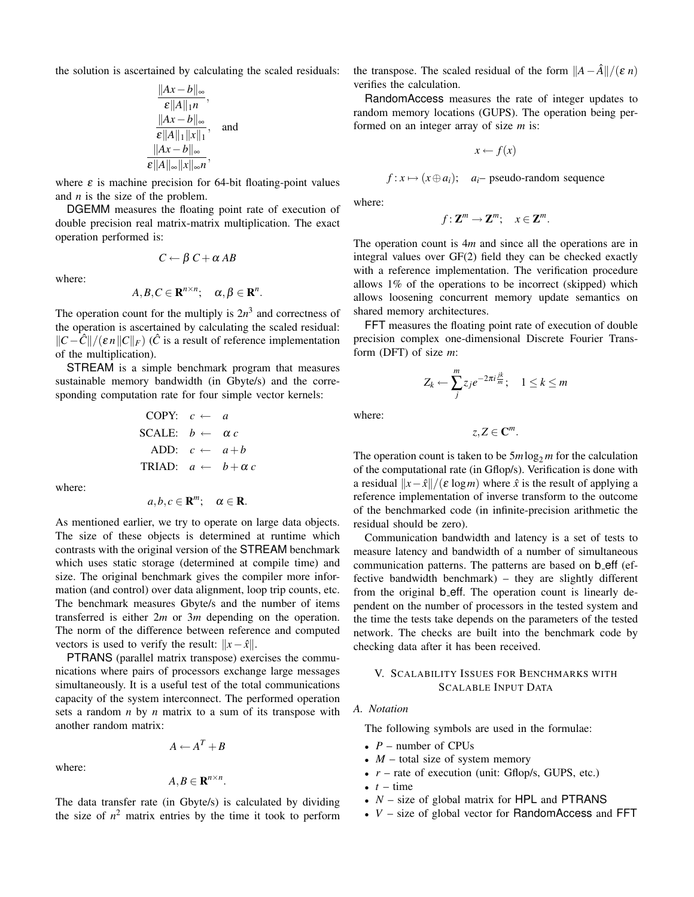the solution is ascertained by calculating the scaled residuals:

$$\frac{\|Ax-b\|_\infty}{\varepsilon\|A\|_1 n},$$
$$\frac{\|Ax-b\|_\infty}{\varepsilon\|A\|_1\|x\|_1}, \quad \text{and}$$
$$\frac{\|Ax-b\|_\infty}{\varepsilon\|A\|_\infty\|x\|_\infty n},$$

where $\varepsilon$ is machine precision for 64-bit floating-point values and $n$ is the size of the problem.

DGEMM measures the floating point rate of execution of double precision real matrix-matrix multiplication. The exact operation performed is:

$$C \leftarrow \beta\, C + \alpha\, AB$$

where:

$$A, B, C \in \mathbf{R}^{n\times n}; \quad \alpha, \beta \in \mathbf{R}^n.$$

The operation count for the multiply is $2n^3$ and correctness of the operation is ascertained by calculating the scaled residual: $\|C - \hat{C}\|/(\varepsilon\, n\, \|C\|_F)$ ($\hat{C}$ is a result of reference implementation of the multiplication).

STREAM is a simple benchmark program that measures sustainable memory bandwidth (in Gbyte/s) and the corresponding computation rate for four simple vector kernels:

$$\begin{aligned} \text{COPY:} &\quad c \leftarrow a \\ \text{SCALE:} &\quad b \leftarrow \alpha\, c \\ \text{ADD:} &\quad c \leftarrow a + b \\ \text{TRIAD:} &\quad a \leftarrow b + \alpha\, c \end{aligned}$$

where:

$$a, b, c \in \mathbf{R}^m; \quad \alpha \in \mathbf{R}.$$

As mentioned earlier, we try to operate on large data objects. The size of these objects is determined at runtime which contrasts with the original version of the STREAM benchmark which uses static storage (determined at compile time) and size. The original benchmark gives the compiler more information (and control) over data alignment, loop trip counts, etc. The benchmark measures Gbyte/s and the number of items transferred is either $2m$ or $3m$ depending on the operation. The norm of the difference between reference and computed vectors is used to verify the result: $\|x - \hat{x}\|$.

PTRANS (parallel matrix transpose) exercises the communications where pairs of processors exchange large messages simultaneously. It is a useful test of the total communications capacity of the system interconnect. The performed operation sets a random $n$ by $n$ matrix to a sum of its transpose with another random matrix:

$$A \leftarrow A^T + B$$

where:

$$A, B \in \mathbf{R}^{n\times n}.$$

The data transfer rate (in Gbyte/s) is calculated by dividing the size of $n^2$ matrix entries by the time it took to perform the transpose. The scaled residual of the form $\|A - \hat{A}\|/(\varepsilon\, n)$ verifies the calculation.

RandomAccess measures the rate of integer updates to random memory locations (GUPS). The operation being performed on an integer array of size $m$ is:

$$x \leftarrow f(x)$$

$$f : x \mapsto (x \oplus a_i); \quad a_i\text{– pseudo-random sequence}$$

where:

$$f : \mathbf{Z}^m \to \mathbf{Z}^m; \quad x \in \mathbf{Z}^m.$$

The operation count is $4m$ and since all the operations are in integral values over GF(2) field they can be checked exactly with a reference implementation. The verification procedure allows 1% of the operations to be incorrect (skipped) which allows loosening concurrent memory update semantics on shared memory architectures.

FFT measures the floating point rate of execution of double precision complex one-dimensional Discrete Fourier Transform (DFT) of size $m$:

$$Z_k \leftarrow \sum_j^m z_j e^{-2\pi i \frac{jk}{m}}; \quad 1 \le k \le m$$

where:

$$z, Z \in \mathbf{C}^m.$$

The operation count is taken to be $5m\log_2 m$ for the calculation of the computational rate (in Gflop/s). Verification is done with a residual $\|x - \hat{x}\|/(\varepsilon \log m)$ where $\hat{x}$ is the result of applying a reference implementation of inverse transform to the outcome of the benchmarked code (in infinite-precision arithmetic the residual should be zero).

Communication bandwidth and latency is a set of tests to measure latency and bandwidth of a number of simultaneous communication patterns. The patterns are based on b_eff (effective bandwidth benchmark) – they are slightly different from the original b_eff. The operation count is linearly dependent on the number of processors in the tested system and the time the tests take depends on the parameters of the tested network. The checks are built into the benchmark code by checking data after it has been received.

## V. Scalability Issues for Benchmarks with Scalable Input Data

### A. Notation

The following symbols are used in the formulae:

- $P$ – number of CPUs
- $M$ – total size of system memory
- $r$ – rate of execution (unit: Gflop/s, GUPS, etc.)
- $t$ – time
- $N$ – size of global matrix for HPL and PTRANS
- $V$ – size of global vector for RandomAccess and FFT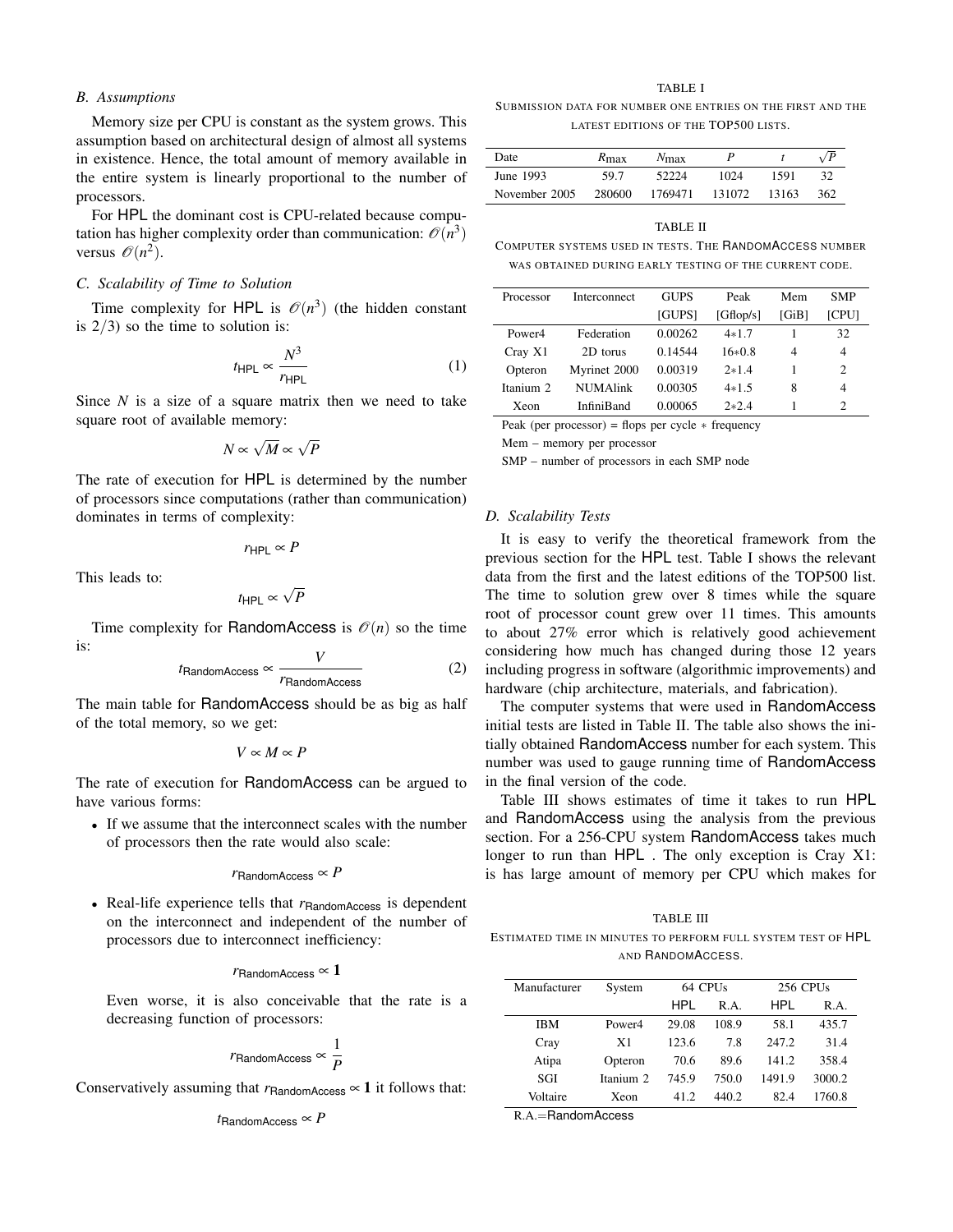### B. Assumptions

Memory size per CPU is constant as the system grows. This assumption based on architectural design of almost all systems in existence. Hence, the total amount of memory available in the entire system is linearly proportional to the number of processors.

For HPL the dominant cost is CPU-related because computation has higher complexity order than communication: $\mathcal{O}(n^3)$ versus $\mathcal{O}(n^2)$.

### C. Scalability of Time to Solution

Time complexity for HPL is $\mathcal{O}(n^3)$ (the hidden constant is $2/3$) so the time to solution is:

$$t_{\mathsf{HPL}} \propto \frac{N^3}{r_{\mathsf{HPL}}} \tag{1}$$

Since $N$ is a size of a square matrix then we need to take square root of available memory:

$$N \propto \sqrt{M} \propto \sqrt{P}$$

The rate of execution for HPL is determined by the number of processors since computations (rather than communication) dominates in terms of complexity:

$$r_{\mathsf{HPL}} \propto P$$

This leads to:

$$t_{\mathsf{HPL}} \propto \sqrt{P}$$

Time complexity for RandomAccess is $\mathcal{O}(n)$ so the time is:

$$t_{\mathsf{RandomAccess}} \propto \frac{V}{r_{\mathsf{RandomAccess}}} \tag{2}$$

The main table for RandomAccess should be as big as half of the total memory, so we get:

$$V \propto M \propto P$$

The rate of execution for RandomAccess can be argued to have various forms:

- If we assume that the interconnect scales with the number of processors then the rate would also scale:

  $$r_{\mathsf{RandomAccess}} \propto P$$

- Real-life experience tells that $r_{\mathsf{RandomAccess}}$ is dependent on the interconnect and independent of the number of processors due to interconnect inefficiency:

  $$r_{\mathsf{RandomAccess}} \propto \mathbf{1}$$

  Even worse, it is also conceivable that the rate is a decreasing function of processors:

  $$r_{\mathsf{RandomAccess}} \propto \frac{1}{P}$$

Conservatively assuming that $r_{\mathsf{RandomAccess}} \propto \mathbf{1}$ it follows that:

$$t_{\mathsf{RandomAccess}} \propto P$$

TABLE I

SUBMISSION DATA FOR NUMBER ONE ENTRIES ON THE FIRST AND THE LATEST EDITIONS OF THE TOP500 LISTS.

| Date | $R_{\max}$ | $N_{\max}$ | $P$ | $t$ | $\sqrt{P}$ |
|---|---|---|---|---|---|
| June 1993 | 59.7 | 52224 | 1024 | 1591 | 32 |
| November 2005 | 280600 | 1769471 | 131072 | 13163 | 362 |

TABLE II

COMPUTER SYSTEMS USED IN TESTS. THE RANDOMACCESS NUMBER WAS OBTAINED DURING EARLY TESTING OF THE CURRENT CODE.

| Processor | Interconnect | GUPS [GUPS] | Peak [Gflop/s] | Mem [GiB] | SMP [CPU] |
|---|---|---|---|---|---|
| Power4 | Federation | 0.00262 | 4*1.7 | 1 | 32 |
| Cray X1 | 2D torus | 0.14544 | 16*0.8 | 4 | 4 |
| Opteron | Myrinet 2000 | 0.00319 | 2*1.4 | 1 | 2 |
| Itanium 2 | NUMAlink | 0.00305 | 4*1.5 | 8 | 4 |
| Xeon | InfiniBand | 0.00065 | 2*2.4 | 1 | 2 |

Peak (per processor) = flops per cycle * frequency

Mem – memory per processor

SMP – number of processors in each SMP node

### D. Scalability Tests

It is easy to verify the theoretical framework from the previous section for the HPL test. Table I shows the relevant data from the first and the latest editions of the TOP500 list. The time to solution grew over 8 times while the square root of processor count grew over 11 times. This amounts to about 27% error which is relatively good achievement considering how much has changed during those 12 years including progress in software (algorithmic improvements) and hardware (chip architecture, materials, and fabrication).

The computer systems that were used in RandomAccess initial tests are listed in Table II. The table also shows the initially obtained RandomAccess number for each system. This number was used to gauge running time of RandomAccess in the final version of the code.

Table III shows estimates of time it takes to run HPL and RandomAccess using the analysis from the previous section. For a 256-CPU system RandomAccess takes much longer to run than HPL . The only exception is Cray X1: is has large amount of memory per CPU which makes for

TABLE III

ESTIMATED TIME IN MINUTES TO PERFORM FULL SYSTEM TEST OF HPL AND RANDOMACCESS.

| Manufacturer | System | 64 CPUs | | 256 CPUs | |
|---|---|---|---|---|---|
| | | HPL | R.A. | HPL | R.A. |
| IBM | Power4 | 29.08 | 108.9 | 58.1 | 435.7 |
| Cray | X1 | 123.6 | 7.8 | 247.2 | 31.4 |
| Atipa | Opteron | 70.6 | 89.6 | 141.2 | 358.4 |
| SGI | Itanium 2 | 745.9 | 750.0 | 1491.9 | 3000.2 |
| Voltaire | Xeon | 41.2 | 440.2 | 82.4 | 1760.8 |

R.A.=RandomAccess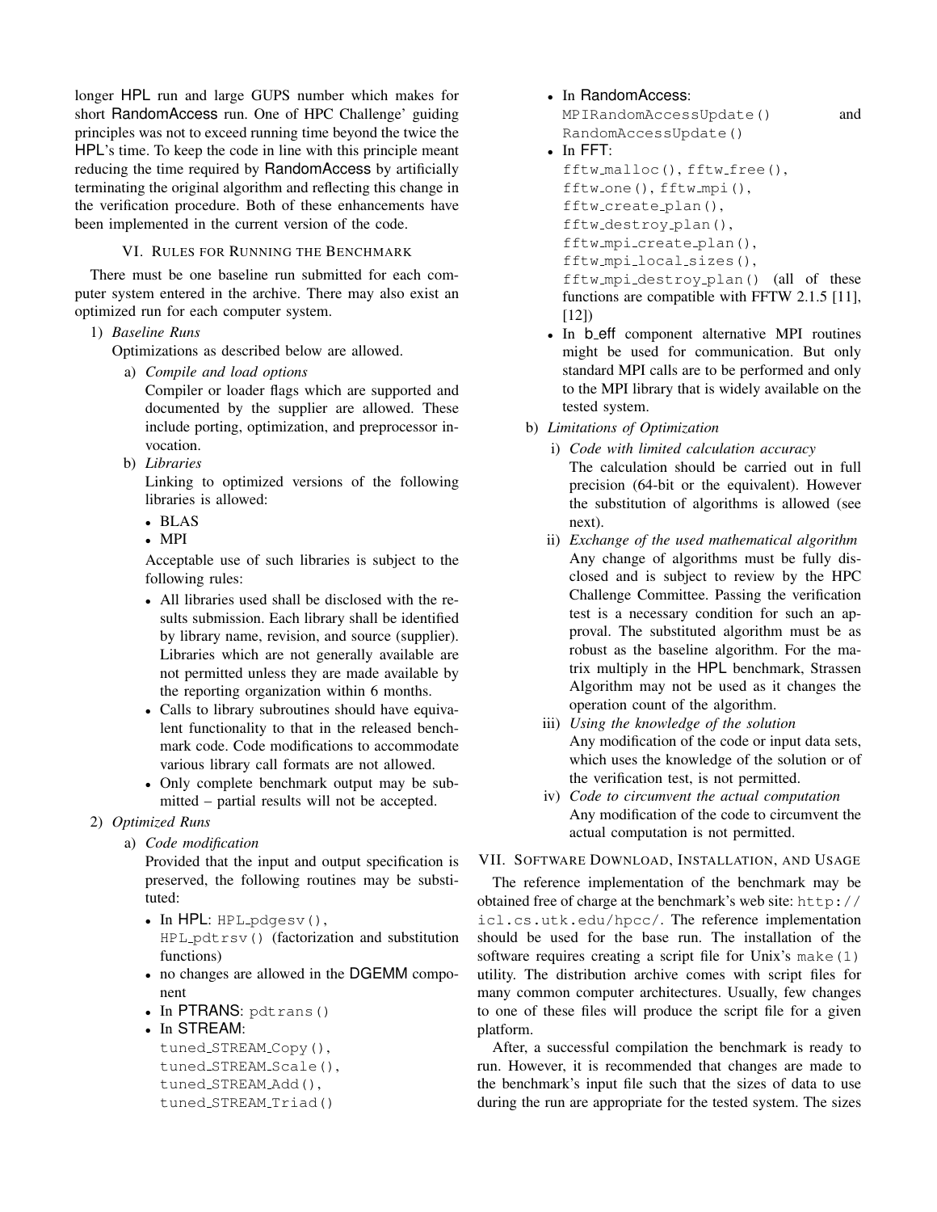longer HPL run and large GUPS number which makes for short RandomAccess run. One of HPC Challenge' guiding principles was not to exceed running time beyond the twice the HPL's time. To keep the code in line with this principle meant reducing the time required by RandomAccess by artificially terminating the original algorithm and reflecting this change in the verification procedure. Both of these enhancements have been implemented in the current version of the code.

## VI. Rules for Running the Benchmark

There must be one baseline run submitted for each computer system entered in the archive. There may also exist an optimized run for each computer system.

1) *Baseline Runs*
   Optimizations as described below are allowed.
   a) *Compile and load options*
      Compiler or loader flags which are supported and documented by the supplier are allowed. These include porting, optimization, and preprocessor invocation.
   b) *Libraries*
      Linking to optimized versions of the following libraries is allowed:
      - BLAS
      - MPI

      Acceptable use of such libraries is subject to the following rules:
      - All libraries used shall be disclosed with the results submission. Each library shall be identified by library name, revision, and source (supplier). Libraries which are not generally available are not permitted unless they are made available by the reporting organization within 6 months.
      - Calls to library subroutines should have equivalent functionality to that in the released benchmark code. Code modifications to accommodate various library call formats are not allowed.
      - Only complete benchmark output may be submitted – partial results will not be accepted.
2) *Optimized Runs*
   a) *Code modification*
      Provided that the input and output specification is preserved, the following routines may be substituted:
      - In HPL: `HPL_pdgesv()`, `HPL_pdtrsv()` (factorization and substitution functions)
      - no changes are allowed in the DGEMM component
      - In PTRANS: `pdtrans()`
      - In STREAM: `tuned_STREAM_Copy()`, `tuned_STREAM_Scale()`, `tuned_STREAM_Add()`, `tuned_STREAM_Triad()`
      - In RandomAccess: `MPIRandomAccessUpdate()` and `RandomAccessUpdate()`
      - In FFT: `fftw_malloc()`, `fftw_free()`, `fftw_one()`, `fftw_mpi()`, `fftw_create_plan()`, `fftw_destroy_plan()`, `fftw_mpi_create_plan()`, `fftw_mpi_local_sizes()`, `fftw_mpi_destroy_plan()` (all of these functions are compatible with FFTW 2.1.5 [11], [12])
      - In b_eff component alternative MPI routines might be used for communication. But only standard MPI calls are to be performed and only to the MPI library that is widely available on the tested system.
   b) *Limitations of Optimization*
      i) *Code with limited calculation accuracy*
         The calculation should be carried out in full precision (64-bit or the equivalent). However the substitution of algorithms is allowed (see next).
      ii) *Exchange of the used mathematical algorithm*
         Any change of algorithms must be fully disclosed and is subject to review by the HPC Challenge Committee. Passing the verification test is a necessary condition for such an approval. The substituted algorithm must be as robust as the baseline algorithm. For the matrix multiply in the HPL benchmark, Strassen Algorithm may not be used as it changes the operation count of the algorithm.
      iii) *Using the knowledge of the solution*
         Any modification of the code or input data sets, which uses the knowledge of the solution or of the verification test, is not permitted.
      iv) *Code to circumvent the actual computation*
         Any modification of the code to circumvent the actual computation is not permitted.

## VII. Software Download, Installation, and Usage

The reference implementation of the benchmark may be obtained free of charge at the benchmark's web site: http://icl.cs.utk.edu/hpcc/. The reference implementation should be used for the base run. The installation of the software requires creating a script file for Unix's `make(1)` utility. The distribution archive comes with script files for many common computer architectures. Usually, few changes to one of these files will produce the script file for a given platform.

After, a successful compilation the benchmark is ready to run. However, it is recommended that changes are made to the benchmark's input file such that the sizes of data to use during the run are appropriate for the tested system. The sizes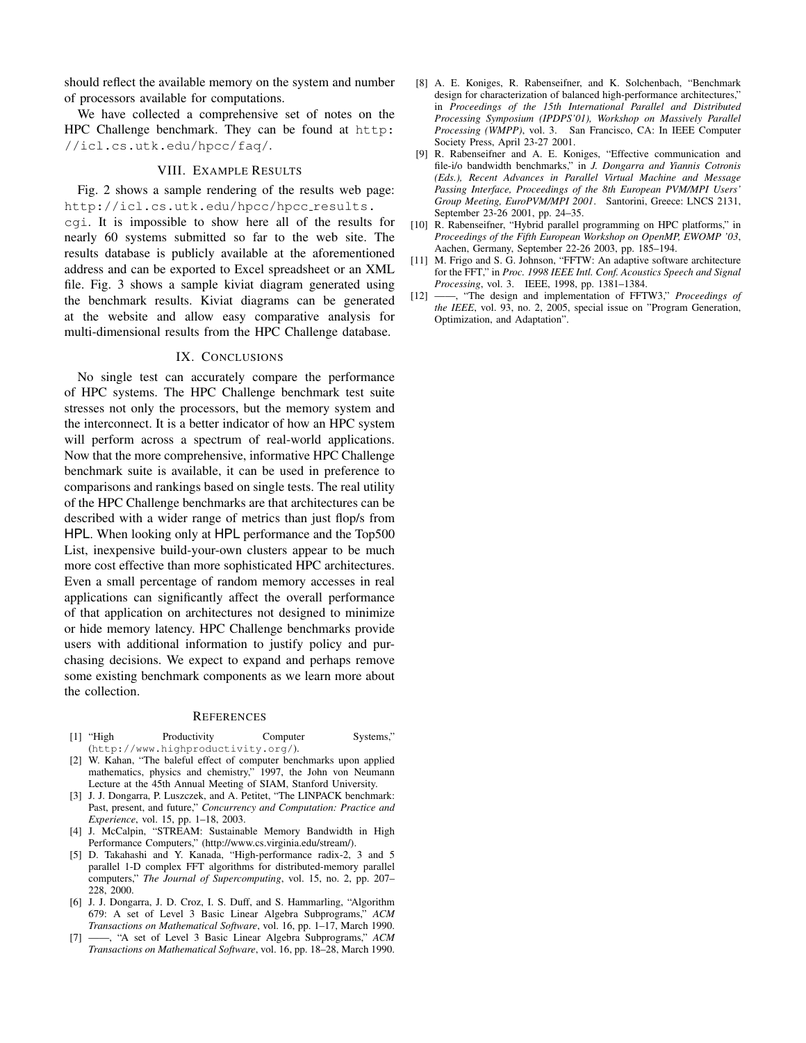should reflect the available memory on the system and number of processors available for computations.

We have collected a comprehensive set of notes on the HPC Challenge benchmark. They can be found at `http://icl.cs.utk.edu/hpcc/faq/`.

## VIII. Example Results

Fig. 2 shows a sample rendering of the results web page: `http://icl.cs.utk.edu/hpcc/hpcc_results.cgi`. It is impossible to show here all of the results for nearly 60 systems submitted so far to the web site. The results database is publicly available at the aforementioned address and can be exported to Excel spreadsheet or an XML file. Fig. 3 shows a sample kiviat diagram generated using the benchmark results. Kiviat diagrams can be generated at the website and allow easy comparative analysis for multi-dimensional results from the HPC Challenge database.

## IX. Conclusions

No single test can accurately compare the performance of HPC systems. The HPC Challenge benchmark test suite stresses not only the processors, but the memory system and the interconnect. It is a better indicator of how an HPC system will perform across a spectrum of real-world applications. Now that the more comprehensive, informative HPC Challenge benchmark suite is available, it can be used in preference to comparisons and rankings based on single tests. The real utility of the HPC Challenge benchmarks are that architectures can be described with a wider range of metrics than just flop/s from HPL. When looking only at HPL performance and the Top500 List, inexpensive build-your-own clusters appear to be much more cost effective than more sophisticated HPC architectures. Even a small percentage of random memory accesses in real applications can significantly affect the overall performance of that application on architectures not designed to minimize or hide memory latency. HPC Challenge benchmarks provide users with additional information to justify policy and purchasing decisions. We expect to expand and perhaps remove some existing benchmark components as we learn more about the collection.

## References

[1] "High Productivity Computer Systems," (`http://www.highproductivity.org/`).

[2] W. Kahan, "The baleful effect of computer benchmarks upon applied mathematics, physics and chemistry," 1997, the John von Neumann Lecture at the 45th Annual Meeting of SIAM, Stanford University.

[3] J. J. Dongarra, P. Luszczek, and A. Petitet, "The LINPACK benchmark: Past, present, and future," *Concurrency and Computation: Practice and Experience*, vol. 15, pp. 1–18, 2003.

[4] J. McCalpin, "STREAM: Sustainable Memory Bandwidth in High Performance Computers," (http://www.cs.virginia.edu/stream/).

[5] D. Takahashi and Y. Kanada, "High-performance radix-2, 3 and 5 parallel 1-D complex FFT algorithms for distributed-memory parallel computers," *The Journal of Supercomputing*, vol. 15, no. 2, pp. 207–228, 2000.

[6] J. J. Dongarra, J. D. Croz, I. S. Duff, and S. Hammarling, "Algorithm 679: A set of Level 3 Basic Linear Algebra Subprograms," *ACM Transactions on Mathematical Software*, vol. 16, pp. 1–17, March 1990.

[7] ——, "A set of Level 3 Basic Linear Algebra Subprograms," *ACM Transactions on Mathematical Software*, vol. 16, pp. 18–28, March 1990.

[8] A. E. Koniges, R. Rabenseifner, and K. Solchenbach, "Benchmark design for characterization of balanced high-performance architectures," in *Proceedings of the 15th International Parallel and Distributed Processing Symposium (IPDPS'01), Workshop on Massively Parallel Processing (WMPP)*, vol. 3. San Francisco, CA: In IEEE Computer Society Press, April 23-27 2001.

[9] R. Rabenseifner and A. E. Koniges, "Effective communication and file-i/o bandwidth benchmarks," in *J. Dongarra and Yiannis Cotronis (Eds.), Recent Advances in Parallel Virtual Machine and Message Passing Interface, Proceedings of the 8th European PVM/MPI Users' Group Meeting, EuroPVM/MPI 2001*. Santorini, Greece: LNCS 2131, September 23-26 2001, pp. 24–35.

[10] R. Rabenseifner, "Hybrid parallel programming on HPC platforms," in *Proceedings of the Fifth European Workshop on OpenMP, EWOMP '03*, Aachen, Germany, September 22-26 2003, pp. 185–194.

[11] M. Frigo and S. G. Johnson, "FFTW: An adaptive software architecture for the FFT," in *Proc. 1998 IEEE Intl. Conf. Acoustics Speech and Signal Processing*, vol. 3. IEEE, 1998, pp. 1381–1384.

[12] ——, "The design and implementation of FFTW3," *Proceedings of the IEEE*, vol. 93, no. 2, 2005, special issue on "Program Generation, Optimization, and Adaptation".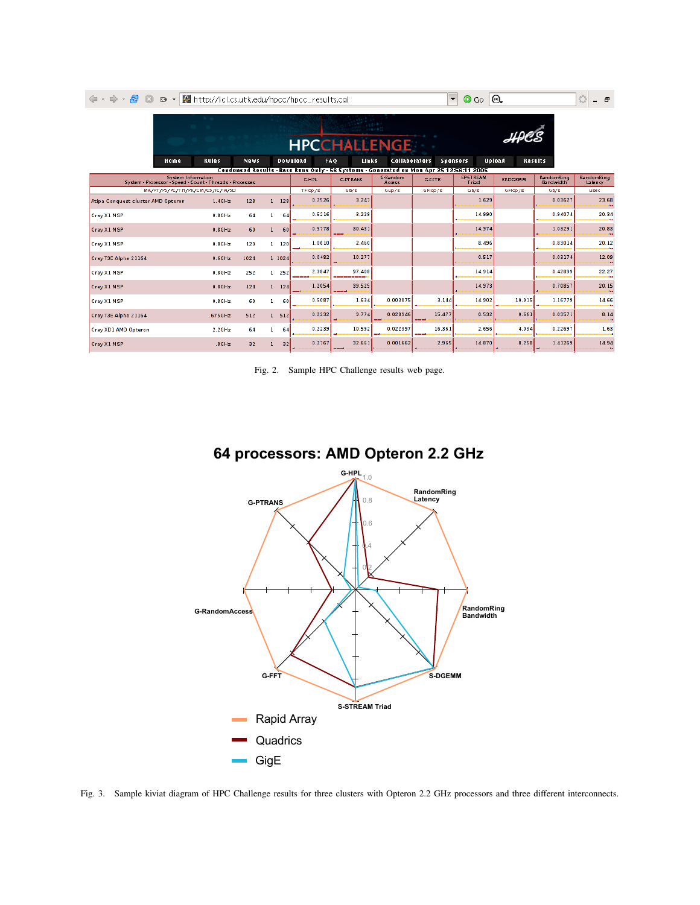http://icl.cs.utk.edu/hpcc/hpcc_results.cgi

HPCCHALLENGE

Home | Rules | News | Download | FAQ | Links | Collaborators | Sponsors | Upload | Results

Condensed Results - Base Runs Only - 56 Systems - Generated on Mon Apr 25 12:56:11 2005

| System Information<br>System - Processor - Speed - Count - Threads - Processes | | | | | G-HPL | G-PTRANS | G-Random Access | G-FFTE | EP-STREAM Triad | EP-DGEMM | RandomRing Bandwidth | RandomRing Latency |
|---|---|---|---|---|---|---|---|---|---|---|---|---|
| MA/PT/PS/PC/TH/PR/CM/CS/IC/IA/SD | | | | | TFlop/s | GB/s | Gup/s | GFlop/s | GB/s | GFlop/s | GB/s | usec |
| Atipa Conquest cluster AMD Opteron | 1.4GHz | 128 | 1 | 128 | 0.2526 | 3.247 | | | 1.629 | | 0.03627 | 23.68 |
| Cray X1 MSP | 0.8GHz | 64 | 1 | 64 | 0.5216 | 3.229 | | | 14.990 | | 0.94074 | 20.34 |
| Cray X1 MSP | 0.8GHz | 60 | 1 | 60 | 0.5778 | 30.431 | | | 14.974 | | 1.03291 | 20.83 |
| Cray X1 MSP | 0.8GHz | 120 | 1 | 120 | 1.0610 | 2.450 | | | 8.496 | | 0.83014 | 20.12 |
| Cray T3E Alpha 21164 | 0.6GHz | 1024 | 1 | 1024 | 0.0482 | 10.277 | | | 0.517 | | 0.03174 | 12.09 |
| Cray X1 MSP | 0.8GHz | 252 | 1 | 252 | 2.3847 | 97.408 | | | 14.914 | | 0.42899 | 22.27 |
| Cray X1 MSP | 0.8GHz | 124 | 1 | 124 | 1.2054 | 39.525 | | | 14.973 | | 0.70857 | 20.15 |
| Cray X1 MSP | 0.8GHz | 60 | 1 | 60 | 0.5087 | 1.634 | 0.003075 | 3.144 | 14.902 | 10.915 | 1.16779 | 14.66 |
| Cray T3E Alpha 21164 | .675GHz | 512 | 1 | 512 | 0.2232 | 9.774 | 0.028546 | 15.477 | 0.532 | 0.661 | 0.03571 | 8.14 |
| Cray XD1 AMD Opteron | 2.2GHz | 64 | 1 | 64 | 0.2239 | 10.592 | 0.022397 | 16.361 | 2.656 | 4.034 | 0.22697 | 1.63 |
| Cray X1 MSP | .8GHz | 32 | 1 | 32 | 0.2767 | 32.661 | 0.001662 | 2.965 | 14.870 | 8.258 | 1.41269 | 14.94 |

Fig. 2. Sample HPC Challenge results web page.

64 processors: AMD Opteron 2.2 GHz

G-HPL
1.0
0.8
0.6
0.4
0.2
RandomRing Latency
RandomRing Bandwidth
S-DGEMM
S-STREAM Triad
G-FFT
G-RandomAccess
G-PTRANS

Rapid Array
Quadrics
GigE

Fig. 3. Sample kiviat diagram of HPC Challenge results for three clusters with Opteron 2.2 GHz processors and three different interconnects.